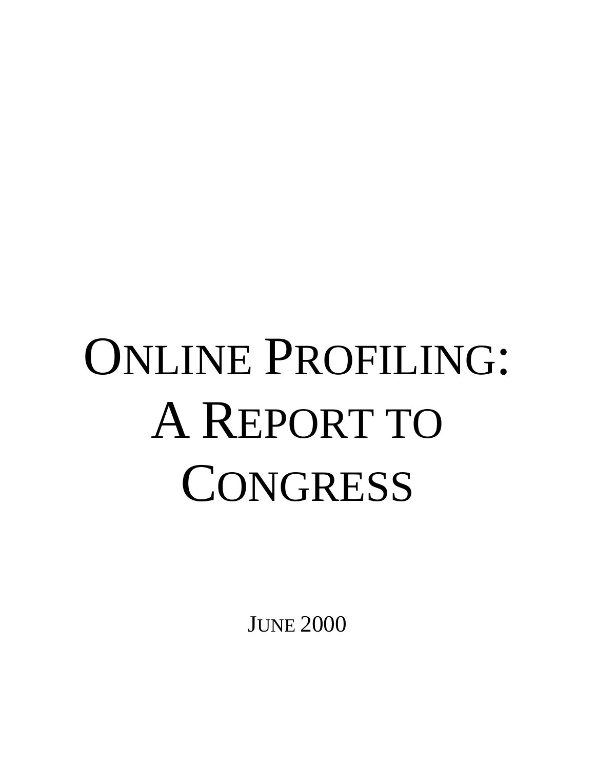# Online Profiling: A Report to Congress

June 2000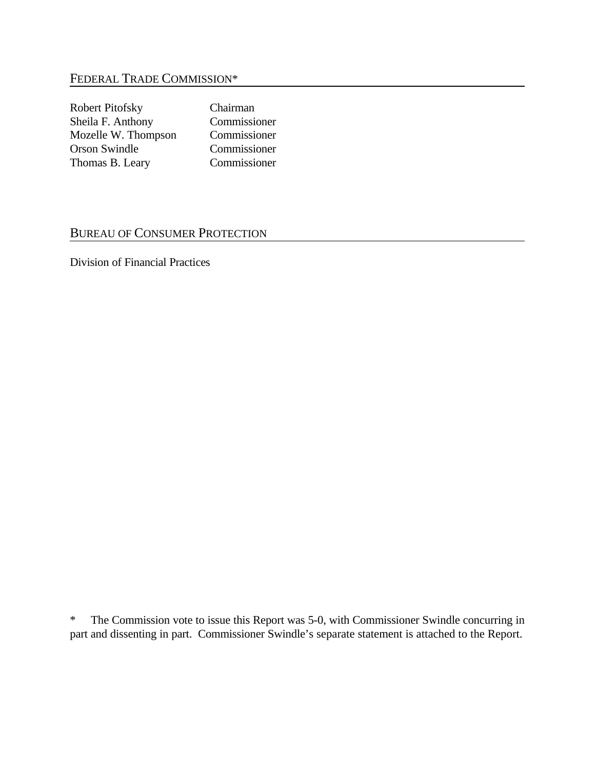## FEDERAL TRADE COMMISSION*

| | |
|---|---|
| Robert Pitofsky | Chairman |
| Sheila F. Anthony | Commissioner |
| Mozelle W. Thompson | Commissioner |
| Orson Swindle | Commissioner |
| Thomas B. Leary | Commissioner |

## BUREAU OF CONSUMER PROTECTION

Division of Financial Practices

\* The Commission vote to issue this Report was 5-0, with Commissioner Swindle concurring in part and dissenting in part. Commissioner Swindle's separate statement is attached to the Report.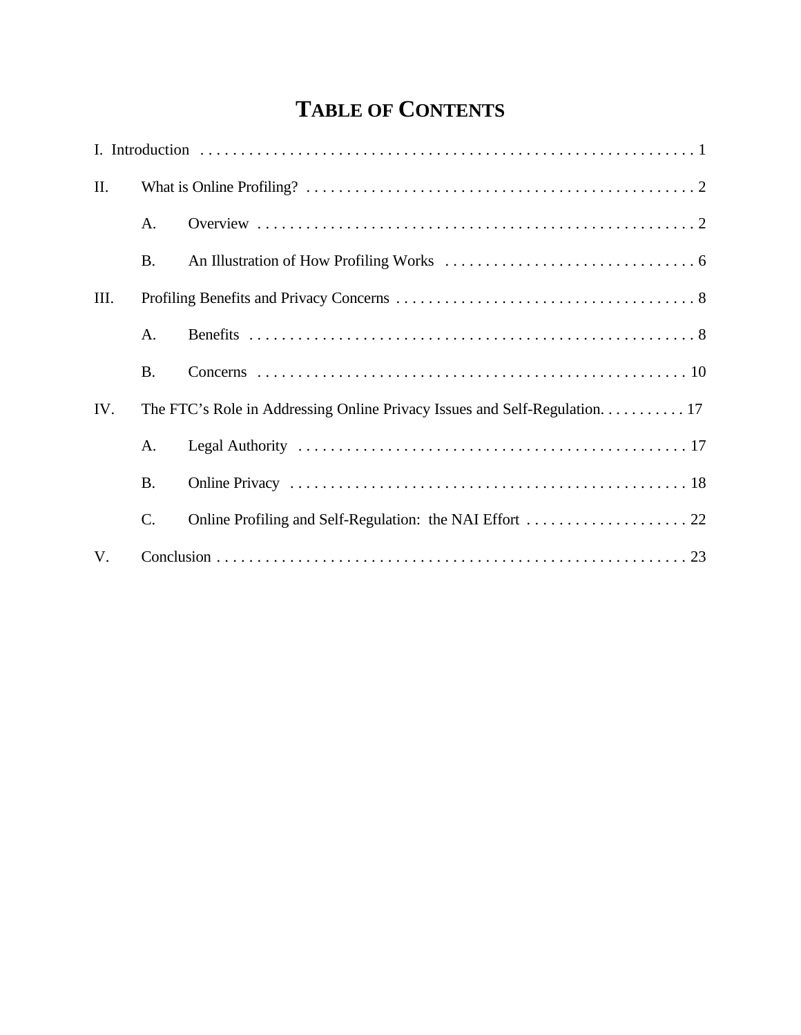# TABLE OF CONTENTS

I. Introduction . . . . . . . . . . . . . . . . . . . . . . . . . . . . . . . . . . . . . . . . . . . . . . . . . . . . . . . . . . . . 1

II. What is Online Profiling? . . . . . . . . . . . . . . . . . . . . . . . . . . . . . . . . . . . . . . . . . . . . . . . . . 2

- A. Overview . . . . . . . . . . . . . . . . . . . . . . . . . . . . . . . . . . . . . . . . . . . . . . . . . . . . . . . 2
- B. An Illustration of How Profiling Works . . . . . . . . . . . . . . . . . . . . . . . . . . . . . . . . 6

III. Profiling Benefits and Privacy Concerns . . . . . . . . . . . . . . . . . . . . . . . . . . . . . . . . . . . . . . 8

- A. Benefits . . . . . . . . . . . . . . . . . . . . . . . . . . . . . . . . . . . . . . . . . . . . . . . . . . . . . . . . 8
- B. Concerns . . . . . . . . . . . . . . . . . . . . . . . . . . . . . . . . . . . . . . . . . . . . . . . . . . . . . . 10

IV. The FTC's Role in Addressing Online Privacy Issues and Self-Regulation. . . . . . . . . . . 17

- A. Legal Authority . . . . . . . . . . . . . . . . . . . . . . . . . . . . . . . . . . . . . . . . . . . . . . . . . 17
- B. Online Privacy . . . . . . . . . . . . . . . . . . . . . . . . . . . . . . . . . . . . . . . . . . . . . . . . . . 18
- C. Online Profiling and Self-Regulation: the NAI Effort . . . . . . . . . . . . . . . . . . . . 22

V. Conclusion . . . . . . . . . . . . . . . . . . . . . . . . . . . . . . . . . . . . . . . . . . . . . . . . . . . . . . . . . . . 23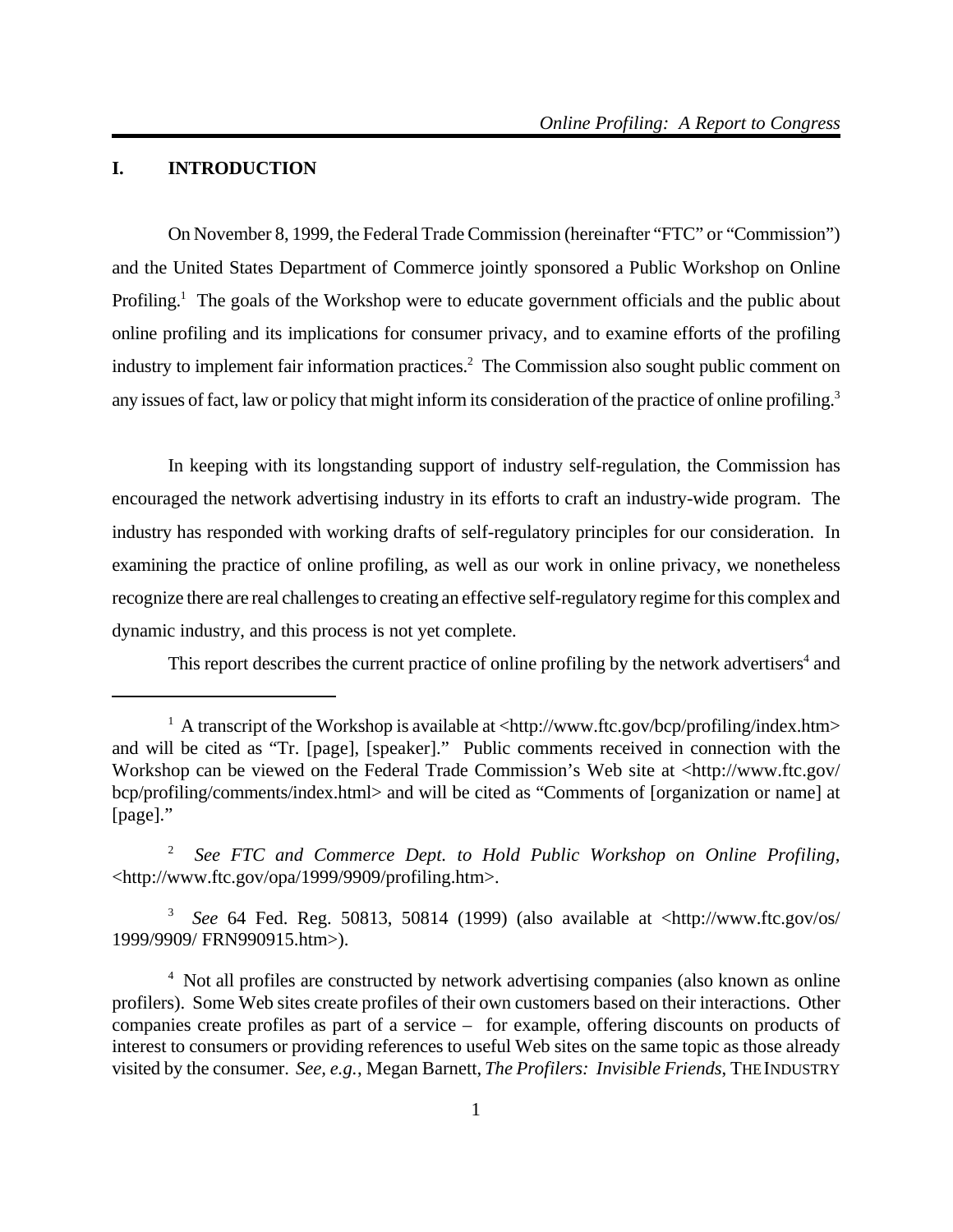## I. INTRODUCTION

On November 8, 1999, the Federal Trade Commission (hereinafter "FTC" or "Commission") and the United States Department of Commerce jointly sponsored a Public Workshop on Online Profiling.[1] The goals of the Workshop were to educate government officials and the public about online profiling and its implications for consumer privacy, and to examine efforts of the profiling industry to implement fair information practices.[2] The Commission also sought public comment on any issues of fact, law or policy that might inform its consideration of the practice of online profiling.[3]

In keeping with its longstanding support of industry self-regulation, the Commission has encouraged the network advertising industry in its efforts to craft an industry-wide program. The industry has responded with working drafts of self-regulatory principles for our consideration. In examining the practice of online profiling, as well as our work in online privacy, we nonetheless recognize there are real challenges to creating an effective self-regulatory regime for this complex and dynamic industry, and this process is not yet complete.

This report describes the current practice of online profiling by the network advertisers[4] and

---

[1] A transcript of the Workshop is available at <http://www.ftc.gov/bcp/profiling/index.htm> and will be cited as "Tr. [page], [speaker]." Public comments received in connection with the Workshop can be viewed on the Federal Trade Commission's Web site at <http://www.ftc.gov/bcp/profiling/comments/index.html> and will be cited as "Comments of [organization or name] at [page]."

[2] *See FTC and Commerce Dept. to Hold Public Workshop on Online Profiling*, <http://www.ftc.gov/opa/1999/9909/profiling.htm>.

[3] *See* 64 Fed. Reg. 50813, 50814 (1999) (also available at <http://www.ftc.gov/os/1999/9909/ FRN990915.htm>).

[4] Not all profiles are constructed by network advertising companies (also known as online profilers). Some Web sites create profiles of their own customers based on their interactions. Other companies create profiles as part of a service – for example, offering discounts on products of interest to consumers or providing references to useful Web sites on the same topic as those already visited by the consumer. *See, e.g.*, Megan Barnett, *The Profilers: Invisible Friends*, THE INDUSTRY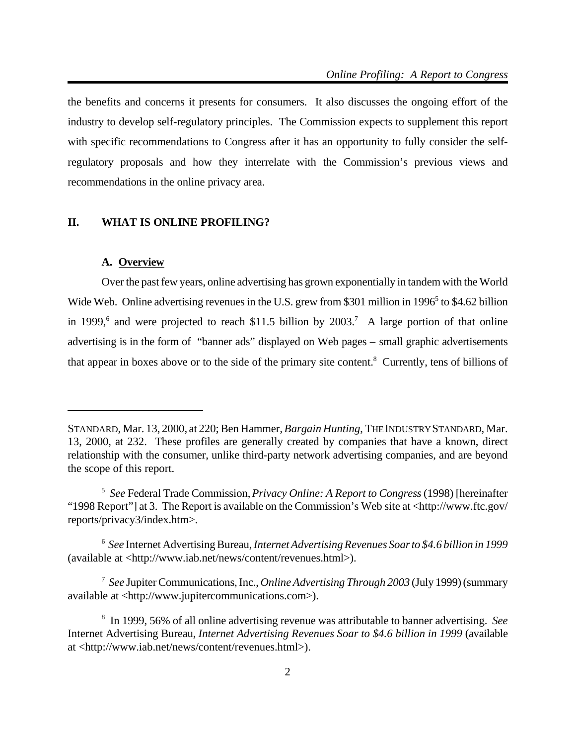the benefits and concerns it presents for consumers. It also discusses the ongoing effort of the industry to develop self-regulatory principles. The Commission expects to supplement this report with specific recommendations to Congress after it has an opportunity to fully consider the self-regulatory proposals and how they interrelate with the Commission's previous views and recommendations in the online privacy area.

## II. WHAT IS ONLINE PROFILING?

### A. Overview

Over the past few years, online advertising has grown exponentially in tandem with the World Wide Web. Online advertising revenues in the U.S. grew from $301 million in 1996[5] to $4.62 billion in 1999,[6] and were projected to reach $11.5 billion by 2003.[7] A large portion of that online advertising is in the form of "banner ads" displayed on Web pages – small graphic advertisements that appear in boxes above or to the side of the primary site content.[8] Currently, tens of billions of

---

STANDARD, Mar. 13, 2000, at 220; Ben Hammer, *Bargain Hunting*, THE INDUSTRY STANDARD, Mar. 13, 2000, at 232. These profiles are generally created by companies that have a known, direct relationship with the consumer, unlike third-party network advertising companies, and are beyond the scope of this report.

[5] *See* Federal Trade Commission, *Privacy Online: A Report to Congress* (1998) [hereinafter "1998 Report"] at 3. The Report is available on the Commission's Web site at <http://www.ftc.gov/reports/privacy3/index.htm>.

[6] *See* Internet Advertising Bureau, *Internet Advertising Revenues Soar to $4.6 billion in 1999* (available at <http://www.iab.net/news/content/revenues.html>).

[7] *See* Jupiter Communications, Inc., *Online Advertising Through 2003* (July 1999) (summary available at <http://www.jupitercommunications.com>).

[8] In 1999, 56% of all online advertising revenue was attributable to banner advertising. *See* Internet Advertising Bureau, *Internet Advertising Revenues Soar to $4.6 billion in 1999* (available at <http://www.iab.net/news/content/revenues.html>).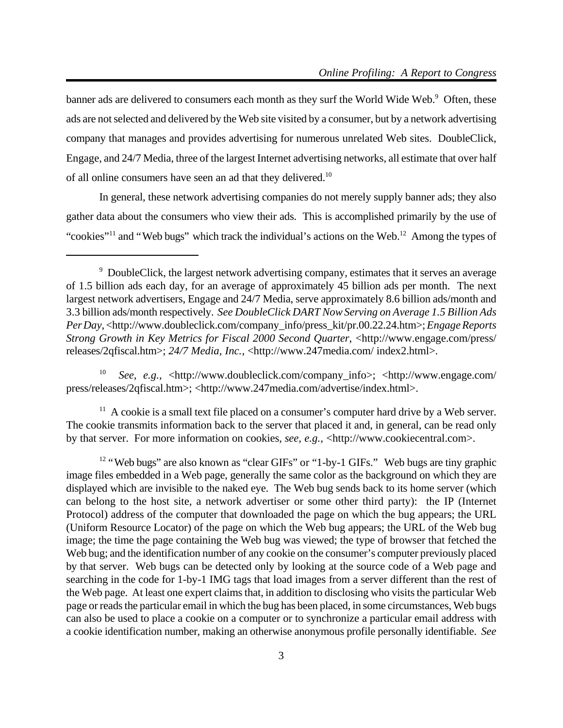banner ads are delivered to consumers each month as they surf the World Wide Web.[9] Often, these ads are not selected and delivered by the Web site visited by a consumer, but by a network advertising company that manages and provides advertising for numerous unrelated Web sites. DoubleClick, Engage, and 24/7 Media, three of the largest Internet advertising networks, all estimate that over half of all online consumers have seen an ad that they delivered.[10]

In general, these network advertising companies do not merely supply banner ads; they also gather data about the consumers who view their ads. This is accomplished primarily by the use of "cookies"[11] and "Web bugs" which track the individual's actions on the Web.[12] Among the types of

---

[9] DoubleClick, the largest network advertising company, estimates that it serves an average of 1.5 billion ads each day, for an average of approximately 45 billion ads per month. The next largest network advertisers, Engage and 24/7 Media, serve approximately 8.6 billion ads/month and 3.3 billion ads/month respectively. *See DoubleClick DART Now Serving on Average 1.5 Billion Ads Per Day*, <http://www.doubleclick.com/company_info/press_kit/pr.00.22.24.htm>; *Engage Reports Strong Growth in Key Metrics for Fiscal 2000 Second Quarter*, <http://www.engage.com/press/releases/2qfiscal.htm>; *24/7 Media, Inc.*, <http://www.247media.com/ index2.html>.

[10] *See, e.g.*, <http://www.doubleclick.com/company_info>; <http://www.engage.com/press/releases/2qfiscal.htm>; <http://www.247media.com/advertise/index.html>.

[11] A cookie is a small text file placed on a consumer's computer hard drive by a Web server. The cookie transmits information back to the server that placed it and, in general, can be read only by that server. For more information on cookies, *see, e.g.,* <http://www.cookiecentral.com>.

[12] "Web bugs" are also known as "clear GIFs" or "1-by-1 GIFs." Web bugs are tiny graphic image files embedded in a Web page, generally the same color as the background on which they are displayed which are invisible to the naked eye. The Web bug sends back to its home server (which can belong to the host site, a network advertiser or some other third party): the IP (Internet Protocol) address of the computer that downloaded the page on which the bug appears; the URL (Uniform Resource Locator) of the page on which the Web bug appears; the URL of the Web bug image; the time the page containing the Web bug was viewed; the type of browser that fetched the Web bug; and the identification number of any cookie on the consumer's computer previously placed by that server. Web bugs can be detected only by looking at the source code of a Web page and searching in the code for 1-by-1 IMG tags that load images from a server different than the rest of the Web page. At least one expert claims that, in addition to disclosing who visits the particular Web page or reads the particular email in which the bug has been placed, in some circumstances, Web bugs can also be used to place a cookie on a computer or to synchronize a particular email address with a cookie identification number, making an otherwise anonymous profile personally identifiable. *See*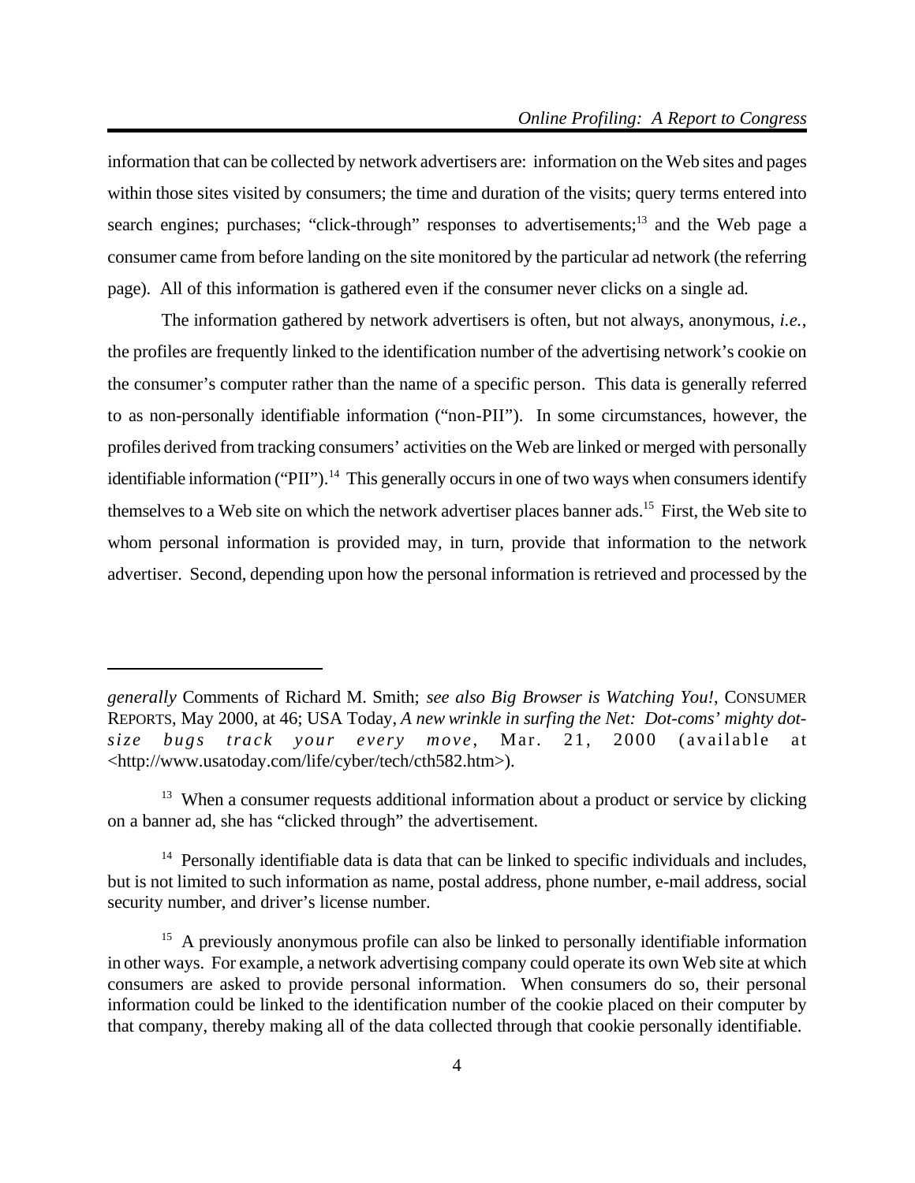information that can be collected by network advertisers are: information on the Web sites and pages within those sites visited by consumers; the time and duration of the visits; query terms entered into search engines; purchases; "click-through" responses to advertisements;[13] and the Web page a consumer came from before landing on the site monitored by the particular ad network (the referring page). All of this information is gathered even if the consumer never clicks on a single ad.

The information gathered by network advertisers is often, but not always, anonymous, *i.e.*, the profiles are frequently linked to the identification number of the advertising network's cookie on the consumer's computer rather than the name of a specific person. This data is generally referred to as non-personally identifiable information ("non-PII"). In some circumstances, however, the profiles derived from tracking consumers' activities on the Web are linked or merged with personally identifiable information ("PII").[14] This generally occurs in one of two ways when consumers identify themselves to a Web site on which the network advertiser places banner ads.[15] First, the Web site to whom personal information is provided may, in turn, provide that information to the network advertiser. Second, depending upon how the personal information is retrieved and processed by the

---

*generally* Comments of Richard M. Smith; *see also Big Browser is Watching You!*, CONSUMER REPORTS, May 2000, at 46; USA Today, *A new wrinkle in surfing the Net: Dot-coms' mighty dot-size bugs track your every move*, Mar. 21, 2000 (available at <http://www.usatoday.com/life/cyber/tech/cth582.htm>).

[13] When a consumer requests additional information about a product or service by clicking on a banner ad, she has "clicked through" the advertisement.

[14] Personally identifiable data is data that can be linked to specific individuals and includes, but is not limited to such information as name, postal address, phone number, e-mail address, social security number, and driver's license number.

[15] A previously anonymous profile can also be linked to personally identifiable information in other ways. For example, a network advertising company could operate its own Web site at which consumers are asked to provide personal information. When consumers do so, their personal information could be linked to the identification number of the cookie placed on their computer by that company, thereby making all of the data collected through that cookie personally identifiable.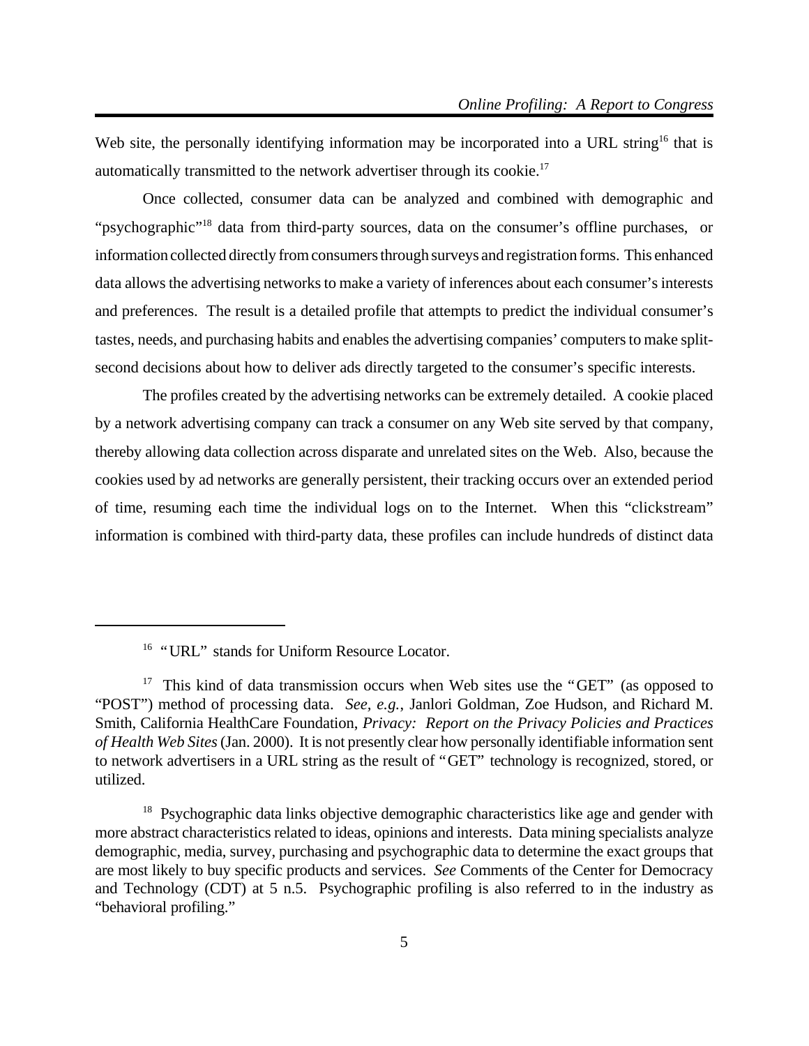Web site, the personally identifying information may be incorporated into a URL string[16] that is automatically transmitted to the network advertiser through its cookie.[17]

Once collected, consumer data can be analyzed and combined with demographic and "psychographic"[18] data from third-party sources, data on the consumer's offline purchases, or information collected directly from consumers through surveys and registration forms. This enhanced data allows the advertising networks to make a variety of inferences about each consumer's interests and preferences. The result is a detailed profile that attempts to predict the individual consumer's tastes, needs, and purchasing habits and enables the advertising companies' computers to make split-second decisions about how to deliver ads directly targeted to the consumer's specific interests.

The profiles created by the advertising networks can be extremely detailed. A cookie placed by a network advertising company can track a consumer on any Web site served by that company, thereby allowing data collection across disparate and unrelated sites on the Web. Also, because the cookies used by ad networks are generally persistent, their tracking occurs over an extended period of time, resuming each time the individual logs on to the Internet. When this "clickstream" information is combined with third-party data, these profiles can include hundreds of distinct data

---

[16] "URL" stands for Uniform Resource Locator.

[17] This kind of data transmission occurs when Web sites use the "GET" (as opposed to "POST") method of processing data. *See, e.g.*, Janlori Goldman, Zoe Hudson, and Richard M. Smith, California HealthCare Foundation, *Privacy: Report on the Privacy Policies and Practices of Health Web Sites* (Jan. 2000). It is not presently clear how personally identifiable information sent to network advertisers in a URL string as the result of "GET" technology is recognized, stored, or utilized.

[18] Psychographic data links objective demographic characteristics like age and gender with more abstract characteristics related to ideas, opinions and interests. Data mining specialists analyze demographic, media, survey, purchasing and psychographic data to determine the exact groups that are most likely to buy specific products and services. *See* Comments of the Center for Democracy and Technology (CDT) at 5 n.5. Psychographic profiling is also referred to in the industry as "behavioral profiling."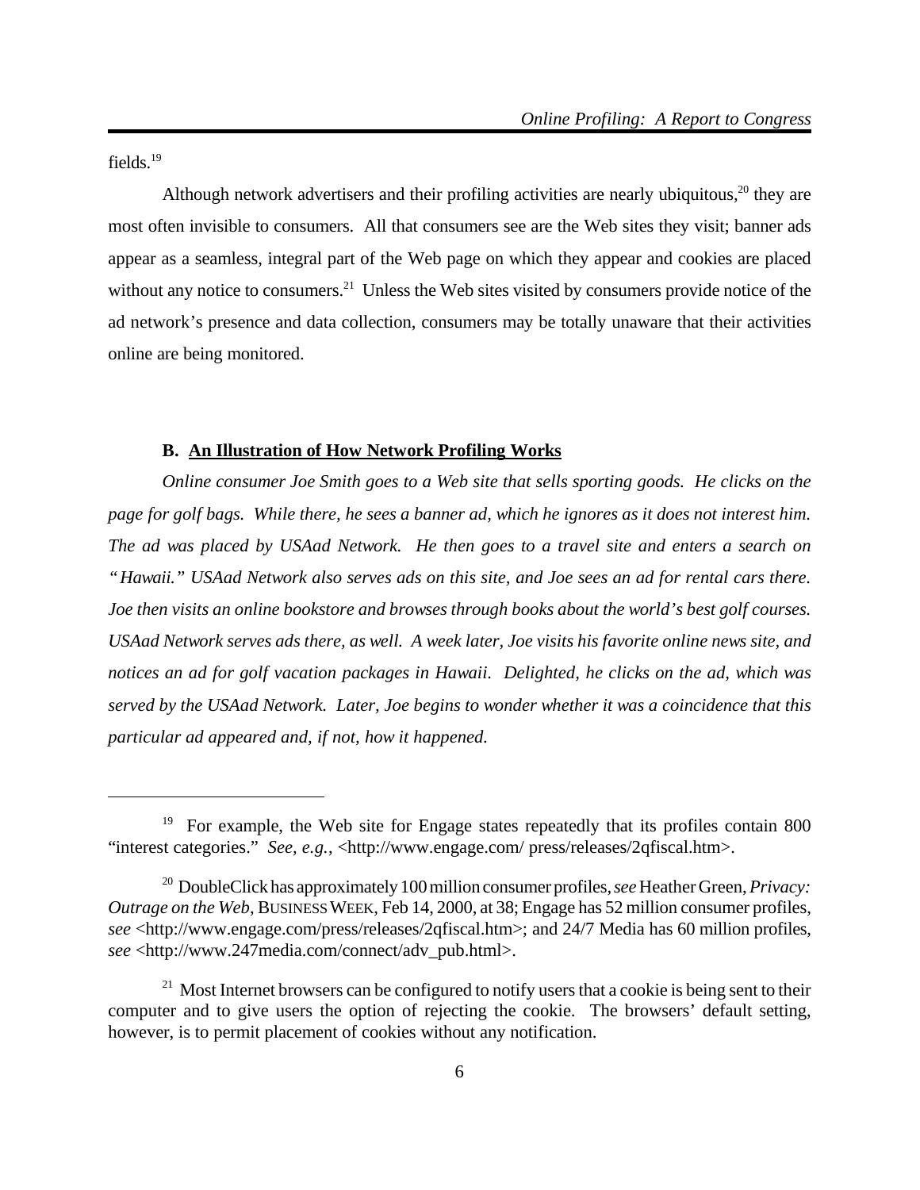fields.[19]

Although network advertisers and their profiling activities are nearly ubiquitous,[20] they are most often invisible to consumers. All that consumers see are the Web sites they visit; banner ads appear as a seamless, integral part of the Web page on which they appear and cookies are placed without any notice to consumers.[21] Unless the Web sites visited by consumers provide notice of the ad network's presence and data collection, consumers may be totally unaware that their activities online are being monitored.

### B. <u>An Illustration of How Network Profiling Works</u>

*Online consumer Joe Smith goes to a Web site that sells sporting goods. He clicks on the page for golf bags. While there, he sees a banner ad, which he ignores as it does not interest him. The ad was placed by USAad Network. He then goes to a travel site and enters a search on "Hawaii." USAad Network also serves ads on this site, and Joe sees an ad for rental cars there. Joe then visits an online bookstore and browses through books about the world's best golf courses. USAad Network serves ads there, as well. A week later, Joe visits his favorite online news site, and notices an ad for golf vacation packages in Hawaii. Delighted, he clicks on the ad, which was served by the USAad Network. Later, Joe begins to wonder whether it was a coincidence that this particular ad appeared and, if not, how it happened.*

---

[19] For example, the Web site for Engage states repeatedly that its profiles contain 800 "interest categories." *See, e.g.*, <http://www.engage.com/ press/releases/2qfiscal.htm>.

[20] DoubleClick has approximately 100 million consumer profiles, *see* Heather Green, *Privacy: Outrage on the Web*, BUSINESS WEEK, Feb 14, 2000, at 38; Engage has 52 million consumer profiles, *see* <http://www.engage.com/press/releases/2qfiscal.htm>; and 24/7 Media has 60 million profiles, *see* <http://www.247media.com/connect/adv_pub.html>.

[21] Most Internet browsers can be configured to notify users that a cookie is being sent to their computer and to give users the option of rejecting the cookie. The browsers' default setting, however, is to permit placement of cookies without any notification.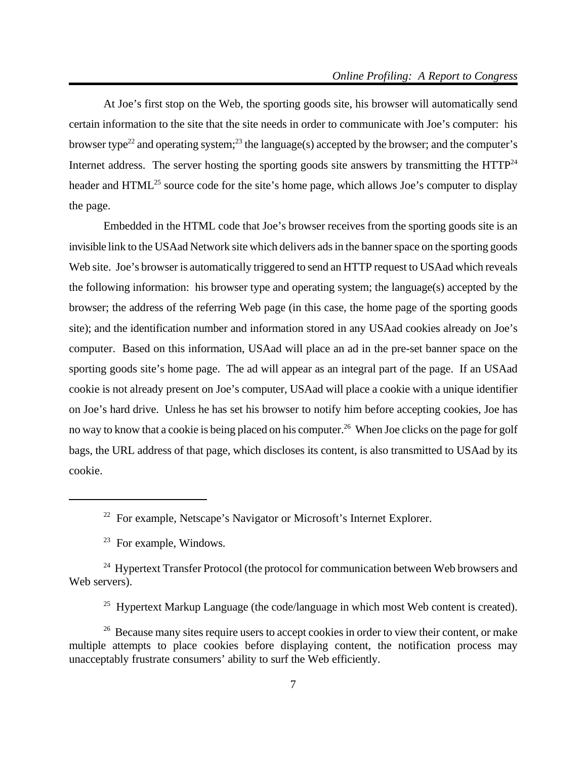At Joe's first stop on the Web, the sporting goods site, his browser will automatically send certain information to the site that the site needs in order to communicate with Joe's computer: his browser type[22] and operating system;[23] the language(s) accepted by the browser; and the computer's Internet address. The server hosting the sporting goods site answers by transmitting the HTTP[24] header and HTML[25] source code for the site's home page, which allows Joe's computer to display the page.

Embedded in the HTML code that Joe's browser receives from the sporting goods site is an invisible link to the USAad Network site which delivers ads in the banner space on the sporting goods Web site. Joe's browser is automatically triggered to send an HTTP request to USAad which reveals the following information: his browser type and operating system; the language(s) accepted by the browser; the address of the referring Web page (in this case, the home page of the sporting goods site); and the identification number and information stored in any USAad cookies already on Joe's computer. Based on this information, USAad will place an ad in the pre-set banner space on the sporting goods site's home page. The ad will appear as an integral part of the page. If an USAad cookie is not already present on Joe's computer, USAad will place a cookie with a unique identifier on Joe's hard drive. Unless he has set his browser to notify him before accepting cookies, Joe has no way to know that a cookie is being placed on his computer.[26] When Joe clicks on the page for golf bags, the URL address of that page, which discloses its content, is also transmitted to USAad by its cookie.

---

[22] For example, Netscape's Navigator or Microsoft's Internet Explorer.

[23] For example, Windows.

[24] Hypertext Transfer Protocol (the protocol for communication between Web browsers and Web servers).

[25] Hypertext Markup Language (the code/language in which most Web content is created).

[26] Because many sites require users to accept cookies in order to view their content, or make multiple attempts to place cookies before displaying content, the notification process may unacceptably frustrate consumers' ability to surf the Web efficiently.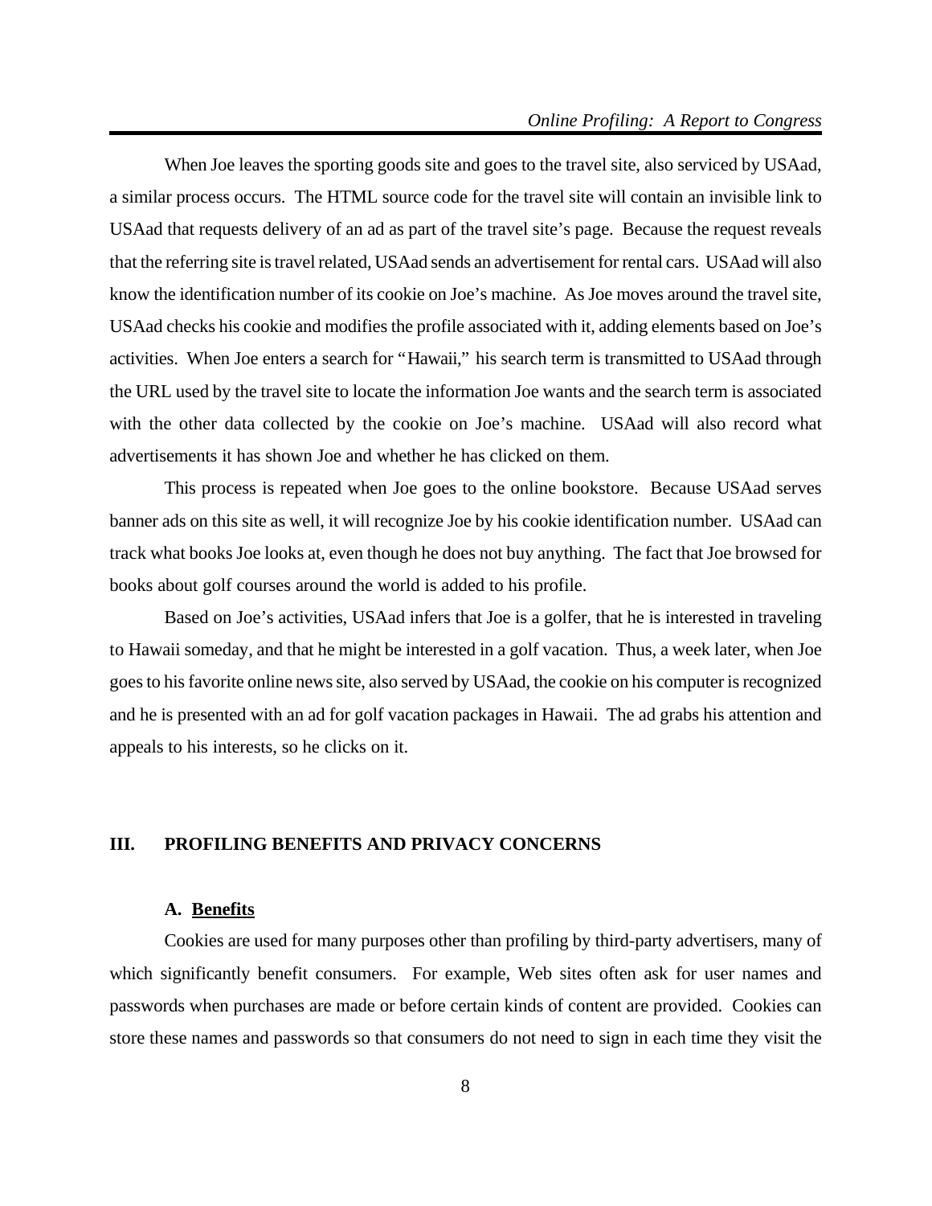When Joe leaves the sporting goods site and goes to the travel site, also serviced by USAad, a similar process occurs. The HTML source code for the travel site will contain an invisible link to USAad that requests delivery of an ad as part of the travel site's page. Because the request reveals that the referring site is travel related, USAad sends an advertisement for rental cars. USAad will also know the identification number of its cookie on Joe's machine. As Joe moves around the travel site, USAad checks his cookie and modifies the profile associated with it, adding elements based on Joe's activities. When Joe enters a search for "Hawaii," his search term is transmitted to USAad through the URL used by the travel site to locate the information Joe wants and the search term is associated with the other data collected by the cookie on Joe's machine. USAad will also record what advertisements it has shown Joe and whether he has clicked on them.

This process is repeated when Joe goes to the online bookstore. Because USAad serves banner ads on this site as well, it will recognize Joe by his cookie identification number. USAad can track what books Joe looks at, even though he does not buy anything. The fact that Joe browsed for books about golf courses around the world is added to his profile.

Based on Joe's activities, USAad infers that Joe is a golfer, that he is interested in traveling to Hawaii someday, and that he might be interested in a golf vacation. Thus, a week later, when Joe goes to his favorite online news site, also served by USAad, the cookie on his computer is recognized and he is presented with an ad for golf vacation packages in Hawaii. The ad grabs his attention and appeals to his interests, so he clicks on it.

## III. PROFILING BENEFITS AND PRIVACY CONCERNS

### A. Benefits

Cookies are used for many purposes other than profiling by third-party advertisers, many of which significantly benefit consumers. For example, Web sites often ask for user names and passwords when purchases are made or before certain kinds of content are provided. Cookies can store these names and passwords so that consumers do not need to sign in each time they visit the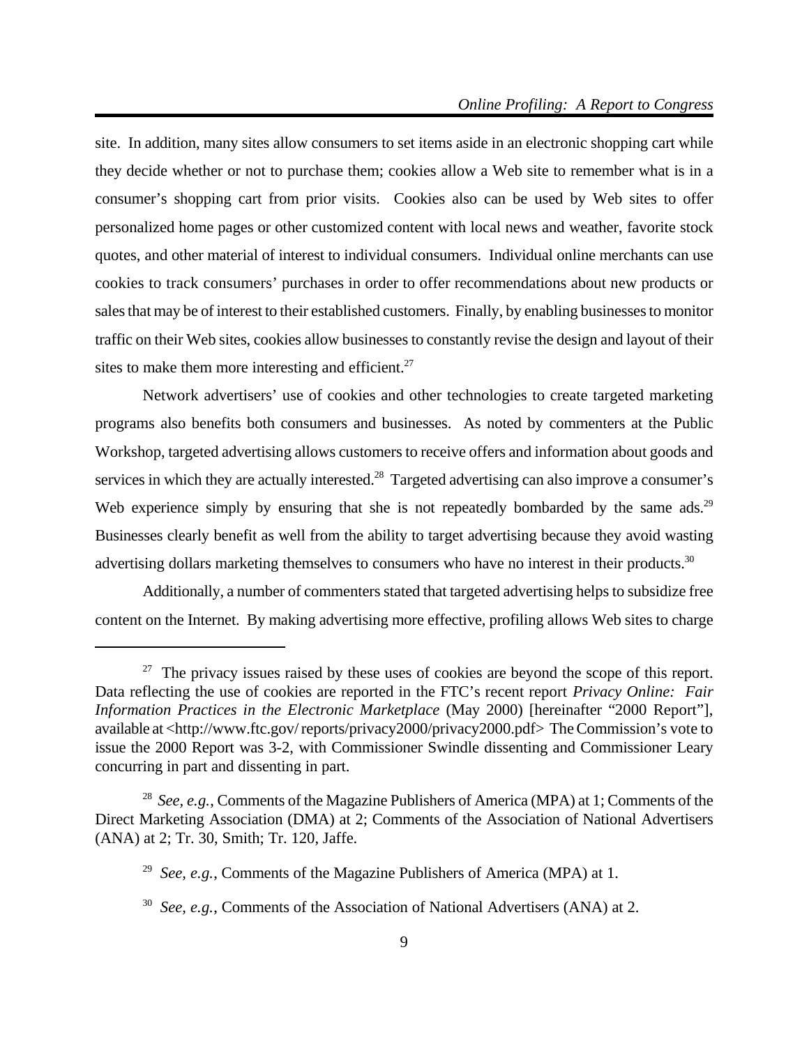site. In addition, many sites allow consumers to set items aside in an electronic shopping cart while they decide whether or not to purchase them; cookies allow a Web site to remember what is in a consumer's shopping cart from prior visits. Cookies also can be used by Web sites to offer personalized home pages or other customized content with local news and weather, favorite stock quotes, and other material of interest to individual consumers. Individual online merchants can use cookies to track consumers' purchases in order to offer recommendations about new products or sales that may be of interest to their established customers. Finally, by enabling businesses to monitor traffic on their Web sites, cookies allow businesses to constantly revise the design and layout of their sites to make them more interesting and efficient.[27]

Network advertisers' use of cookies and other technologies to create targeted marketing programs also benefits both consumers and businesses. As noted by commenters at the Public Workshop, targeted advertising allows customers to receive offers and information about goods and services in which they are actually interested.[28] Targeted advertising can also improve a consumer's Web experience simply by ensuring that she is not repeatedly bombarded by the same ads.[29] Businesses clearly benefit as well from the ability to target advertising because they avoid wasting advertising dollars marketing themselves to consumers who have no interest in their products.[30]

Additionally, a number of commenters stated that targeted advertising helps to subsidize free content on the Internet. By making advertising more effective, profiling allows Web sites to charge

---

[27] The privacy issues raised by these uses of cookies are beyond the scope of this report. Data reflecting the use of cookies are reported in the FTC's recent report *Privacy Online: Fair Information Practices in the Electronic Marketplace* (May 2000) [hereinafter "2000 Report"], available at <http://www.ftc.gov/ reports/privacy2000/privacy2000.pdf> The Commission's vote to issue the 2000 Report was 3-2, with Commissioner Swindle dissenting and Commissioner Leary concurring in part and dissenting in part.

[28] *See, e.g.*, Comments of the Magazine Publishers of America (MPA) at 1; Comments of the Direct Marketing Association (DMA) at 2; Comments of the Association of National Advertisers (ANA) at 2; Tr. 30, Smith; Tr. 120, Jaffe.

[29] *See, e.g.*, Comments of the Magazine Publishers of America (MPA) at 1.

[30] *See, e.g.*, Comments of the Association of National Advertisers (ANA) at 2.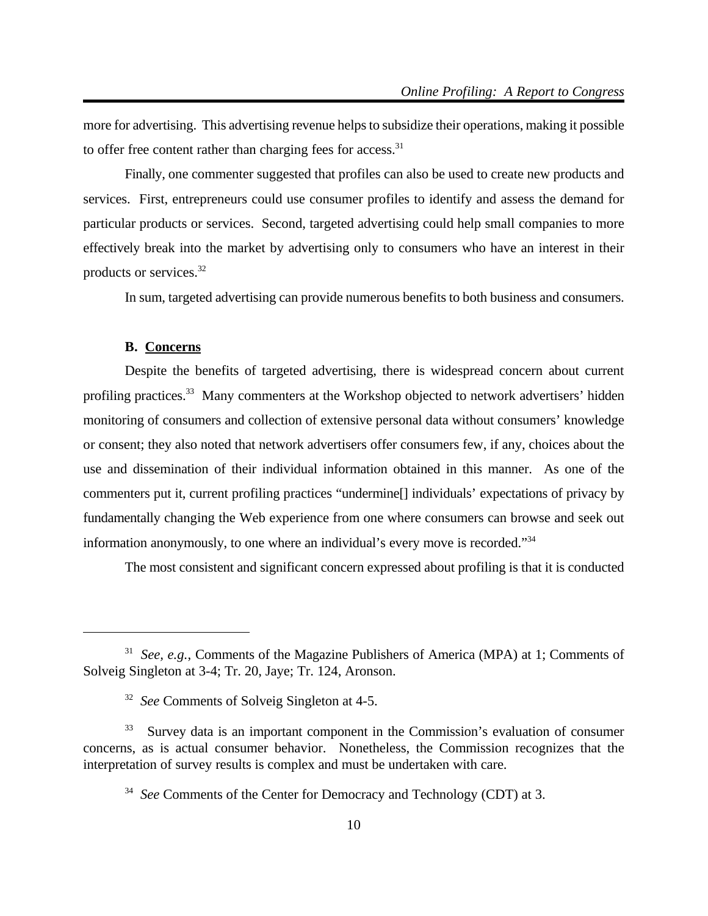more for advertising. This advertising revenue helps to subsidize their operations, making it possible to offer free content rather than charging fees for access.[31]

Finally, one commenter suggested that profiles can also be used to create new products and services. First, entrepreneurs could use consumer profiles to identify and assess the demand for particular products or services. Second, targeted advertising could help small companies to more effectively break into the market by advertising only to consumers who have an interest in their products or services.[32]

In sum, targeted advertising can provide numerous benefits to both business and consumers.

### B. <u>Concerns</u>

Despite the benefits of targeted advertising, there is widespread concern about current profiling practices.[33] Many commenters at the Workshop objected to network advertisers' hidden monitoring of consumers and collection of extensive personal data without consumers' knowledge or consent; they also noted that network advertisers offer consumers few, if any, choices about the use and dissemination of their individual information obtained in this manner. As one of the commenters put it, current profiling practices "undermine[] individuals' expectations of privacy by fundamentally changing the Web experience from one where consumers can browse and seek out information anonymously, to one where an individual's every move is recorded."[34]

The most consistent and significant concern expressed about profiling is that it is conducted

---

[31] *See, e.g.*, Comments of the Magazine Publishers of America (MPA) at 1; Comments of Solveig Singleton at 3-4; Tr. 20, Jaye; Tr. 124, Aronson.

[32] *See* Comments of Solveig Singleton at 4-5.

[33] Survey data is an important component in the Commission's evaluation of consumer concerns, as is actual consumer behavior. Nonetheless, the Commission recognizes that the interpretation of survey results is complex and must be undertaken with care.

[34] *See* Comments of the Center for Democracy and Technology (CDT) at 3.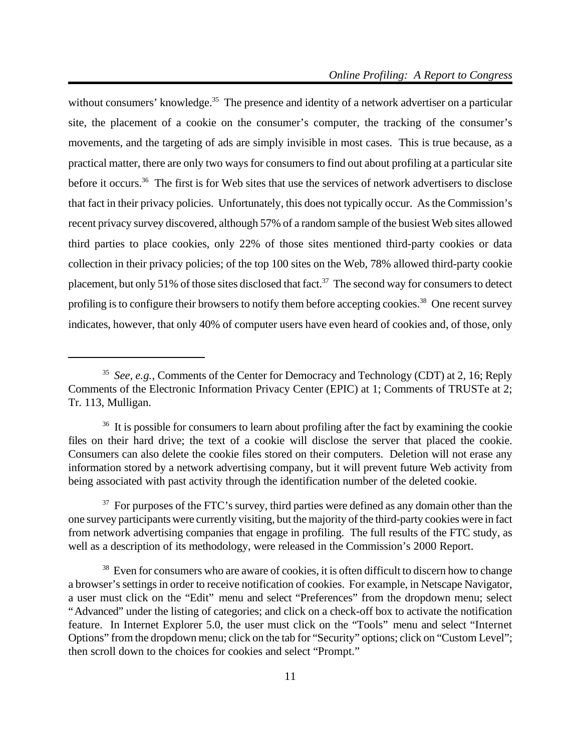without consumers' knowledge.[35] The presence and identity of a network advertiser on a particular site, the placement of a cookie on the consumer's computer, the tracking of the consumer's movements, and the targeting of ads are simply invisible in most cases. This is true because, as a practical matter, there are only two ways for consumers to find out about profiling at a particular site before it occurs.[36] The first is for Web sites that use the services of network advertisers to disclose that fact in their privacy policies. Unfortunately, this does not typically occur. As the Commission's recent privacy survey discovered, although 57% of a random sample of the busiest Web sites allowed third parties to place cookies, only 22% of those sites mentioned third-party cookies or data collection in their privacy policies; of the top 100 sites on the Web, 78% allowed third-party cookie placement, but only 51% of those sites disclosed that fact.[37] The second way for consumers to detect profiling is to configure their browsers to notify them before accepting cookies.[38] One recent survey indicates, however, that only 40% of computer users have even heard of cookies and, of those, only

---

[35] *See, e.g.*, Comments of the Center for Democracy and Technology (CDT) at 2, 16; Reply Comments of the Electronic Information Privacy Center (EPIC) at 1; Comments of TRUSTe at 2; Tr. 113, Mulligan.

[36] It is possible for consumers to learn about profiling after the fact by examining the cookie files on their hard drive; the text of a cookie will disclose the server that placed the cookie. Consumers can also delete the cookie files stored on their computers. Deletion will not erase any information stored by a network advertising company, but it will prevent future Web activity from being associated with past activity through the identification number of the deleted cookie.

[37] For purposes of the FTC's survey, third parties were defined as any domain other than the one survey participants were currently visiting, but the majority of the third-party cookies were in fact from network advertising companies that engage in profiling. The full results of the FTC study, as well as a description of its methodology, were released in the Commission's 2000 Report.

[38] Even for consumers who are aware of cookies, it is often difficult to discern how to change a browser's settings in order to receive notification of cookies. For example, in Netscape Navigator, a user must click on the "Edit" menu and select "Preferences" from the dropdown menu; select "Advanced" under the listing of categories; and click on a check-off box to activate the notification feature. In Internet Explorer 5.0, the user must click on the "Tools" menu and select "Internet Options" from the dropdown menu; click on the tab for "Security" options; click on "Custom Level"; then scroll down to the choices for cookies and select "Prompt."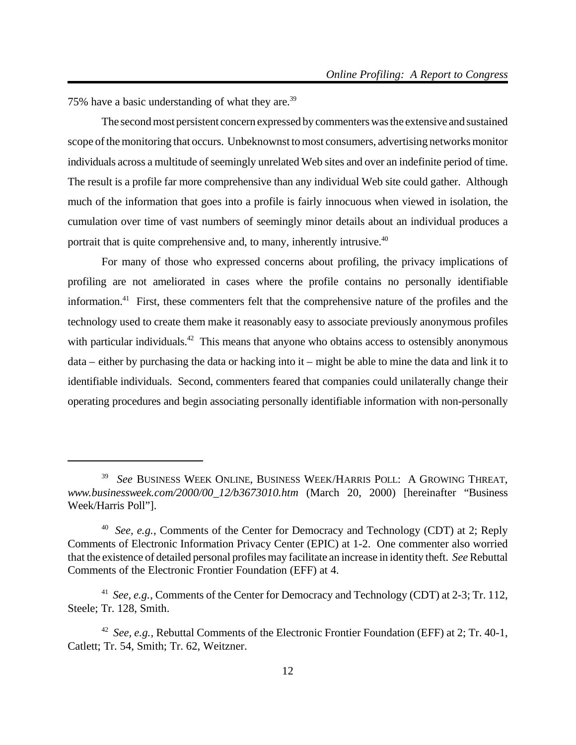75% have a basic understanding of what they are.[39]

The second most persistent concern expressed by commenters was the extensive and sustained scope of the monitoring that occurs. Unbeknownst to most consumers, advertising networks monitor individuals across a multitude of seemingly unrelated Web sites and over an indefinite period of time. The result is a profile far more comprehensive than any individual Web site could gather. Although much of the information that goes into a profile is fairly innocuous when viewed in isolation, the cumulation over time of vast numbers of seemingly minor details about an individual produces a portrait that is quite comprehensive and, to many, inherently intrusive.[40]

For many of those who expressed concerns about profiling, the privacy implications of profiling are not ameliorated in cases where the profile contains no personally identifiable information.[41] First, these commenters felt that the comprehensive nature of the profiles and the technology used to create them make it reasonably easy to associate previously anonymous profiles with particular individuals.[42] This means that anyone who obtains access to ostensibly anonymous data – either by purchasing the data or hacking into it – might be able to mine the data and link it to identifiable individuals. Second, commenters feared that companies could unilaterally change their operating procedures and begin associating personally identifiable information with non-personally

---

[39] *See* BUSINESS WEEK ONLINE, BUSINESS WEEK/HARRIS POLL: A GROWING THREAT, *www.businessweek.com/2000/00_12/b3673010.htm* (March 20, 2000) [hereinafter "Business Week/Harris Poll"].

[40] *See, e.g.*, Comments of the Center for Democracy and Technology (CDT) at 2; Reply Comments of Electronic Information Privacy Center (EPIC) at 1-2. One commenter also worried that the existence of detailed personal profiles may facilitate an increase in identity theft. *See* Rebuttal Comments of the Electronic Frontier Foundation (EFF) at 4.

[41] *See, e.g.*, Comments of the Center for Democracy and Technology (CDT) at 2-3; Tr. 112, Steele; Tr. 128, Smith.

[42] *See, e.g.*, Rebuttal Comments of the Electronic Frontier Foundation (EFF) at 2; Tr. 40-1, Catlett; Tr. 54, Smith; Tr. 62, Weitzner.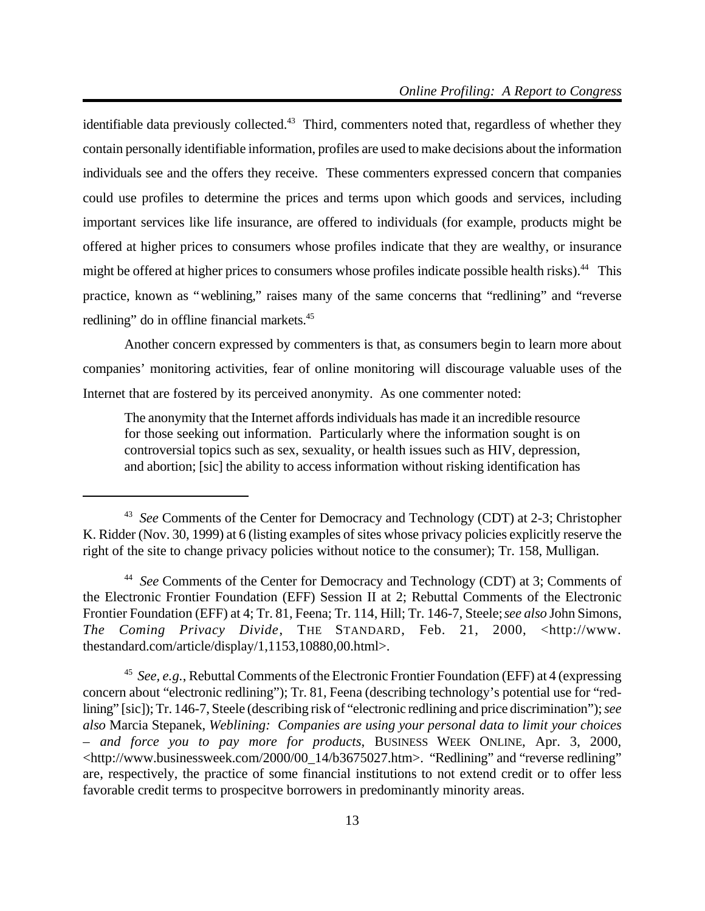identifiable data previously collected.[43] Third, commenters noted that, regardless of whether they contain personally identifiable information, profiles are used to make decisions about the information individuals see and the offers they receive. These commenters expressed concern that companies could use profiles to determine the prices and terms upon which goods and services, including important services like life insurance, are offered to individuals (for example, products might be offered at higher prices to consumers whose profiles indicate that they are wealthy, or insurance might be offered at higher prices to consumers whose profiles indicate possible health risks).[44] This practice, known as "weblining," raises many of the same concerns that "redlining" and "reverse redlining" do in offline financial markets.[45]

Another concern expressed by commenters is that, as consumers begin to learn more about companies' monitoring activities, fear of online monitoring will discourage valuable uses of the Internet that are fostered by its perceived anonymity. As one commenter noted:

> The anonymity that the Internet affords individuals has made it an incredible resource for those seeking out information. Particularly where the information sought is on controversial topics such as sex, sexuality, or health issues such as HIV, depression, and abortion; [sic] the ability to access information without risking identification has

---

[43] *See* Comments of the Center for Democracy and Technology (CDT) at 2-3; Christopher K. Ridder (Nov. 30, 1999) at 6 (listing examples of sites whose privacy policies explicitly reserve the right of the site to change privacy policies without notice to the consumer); Tr. 158, Mulligan.

[44] *See* Comments of the Center for Democracy and Technology (CDT) at 3; Comments of the Electronic Frontier Foundation (EFF) Session II at 2; Rebuttal Comments of the Electronic Frontier Foundation (EFF) at 4; Tr. 81, Feena; Tr. 114, Hill; Tr. 146-7, Steele; *see also* John Simons, *The Coming Privacy Divide*, THE STANDARD, Feb. 21, 2000, <http://www.thestandard.com/article/display/1,1153,10880,00.html>.

[45] *See, e.g.*, Rebuttal Comments of the Electronic Frontier Foundation (EFF) at 4 (expressing concern about "electronic redlining"); Tr. 81, Feena (describing technology's potential use for "red-lining" [sic]); Tr. 146-7, Steele (describing risk of "electronic redlining and price discrimination"); *see also* Marcia Stepanek, *Weblining: Companies are using your personal data to limit your choices – and force you to pay more for products*, BUSINESS WEEK ONLINE, Apr. 3, 2000, <http://www.businessweek.com/2000/00_14/b3675027.htm>. "Redlining" and "reverse redlining" are, respectively, the practice of some financial institutions to not extend credit or to offer less favorable credit terms to prospecitve borrowers in predominantly minority areas.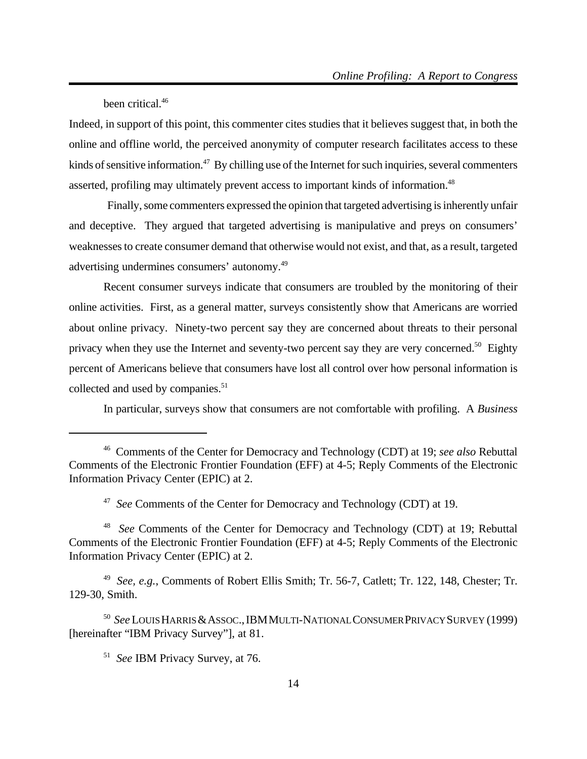been critical.[46]

Indeed, in support of this point, this commenter cites studies that it believes suggest that, in both the online and offline world, the perceived anonymity of computer research facilitates access to these kinds of sensitive information.[47] By chilling use of the Internet for such inquiries, several commenters asserted, profiling may ultimately prevent access to important kinds of information.[48]

Finally, some commenters expressed the opinion that targeted advertising is inherently unfair and deceptive. They argued that targeted advertising is manipulative and preys on consumers' weaknesses to create consumer demand that otherwise would not exist, and that, as a result, targeted advertising undermines consumers' autonomy.[49]

Recent consumer surveys indicate that consumers are troubled by the monitoring of their online activities. First, as a general matter, surveys consistently show that Americans are worried about online privacy. Ninety-two percent say they are concerned about threats to their personal privacy when they use the Internet and seventy-two percent say they are very concerned.[50] Eighty percent of Americans believe that consumers have lost all control over how personal information is collected and used by companies.[51]

In particular, surveys show that consumers are not comfortable with profiling. A *Business*

---

[46] Comments of the Center for Democracy and Technology (CDT) at 19; *see also* Rebuttal Comments of the Electronic Frontier Foundation (EFF) at 4-5; Reply Comments of the Electronic Information Privacy Center (EPIC) at 2.

[47] *See* Comments of the Center for Democracy and Technology (CDT) at 19.

[48] *See* Comments of the Center for Democracy and Technology (CDT) at 19; Rebuttal Comments of the Electronic Frontier Foundation (EFF) at 4-5; Reply Comments of the Electronic Information Privacy Center (EPIC) at 2.

[49] *See, e.g.*, Comments of Robert Ellis Smith; Tr. 56-7, Catlett; Tr. 122, 148, Chester; Tr. 129-30, Smith.

[50] *See* LOUIS HARRIS & ASSOC., IBM MULTI-NATIONAL CONSUMER PRIVACY SURVEY (1999) [hereinafter "IBM Privacy Survey"], at 81.

[51] *See* IBM Privacy Survey, at 76.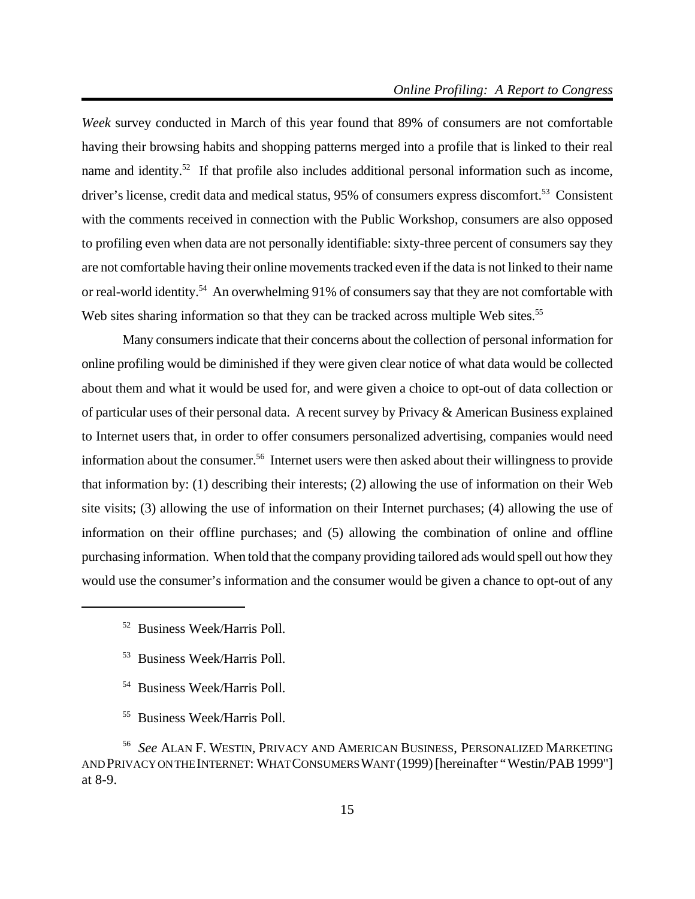*Week* survey conducted in March of this year found that 89% of consumers are not comfortable having their browsing habits and shopping patterns merged into a profile that is linked to their real name and identity.[52] If that profile also includes additional personal information such as income, driver's license, credit data and medical status, 95% of consumers express discomfort.[53] Consistent with the comments received in connection with the Public Workshop, consumers are also opposed to profiling even when data are not personally identifiable: sixty-three percent of consumers say they are not comfortable having their online movements tracked even if the data is not linked to their name or real-world identity.[54] An overwhelming 91% of consumers say that they are not comfortable with Web sites sharing information so that they can be tracked across multiple Web sites.[55]

Many consumers indicate that their concerns about the collection of personal information for online profiling would be diminished if they were given clear notice of what data would be collected about them and what it would be used for, and were given a choice to opt-out of data collection or of particular uses of their personal data. A recent survey by Privacy & American Business explained to Internet users that, in order to offer consumers personalized advertising, companies would need information about the consumer.[56] Internet users were then asked about their willingness to provide that information by: (1) describing their interests; (2) allowing the use of information on their Web site visits; (3) allowing the use of information on their Internet purchases; (4) allowing the use of information on their offline purchases; and (5) allowing the combination of online and offline purchasing information. When told that the company providing tailored ads would spell out how they would use the consumer's information and the consumer would be given a chance to opt-out of any

---

[52] Business Week/Harris Poll.

[53] Business Week/Harris Poll.

[54] Business Week/Harris Poll.

[55] Business Week/Harris Poll.

[56] *See* ALAN F. WESTIN, PRIVACY AND AMERICAN BUSINESS, PERSONALIZED MARKETING AND PRIVACY ON THE INTERNET: WHAT CONSUMERS WANT (1999) [hereinafter "Westin/PAB 1999"] at 8-9.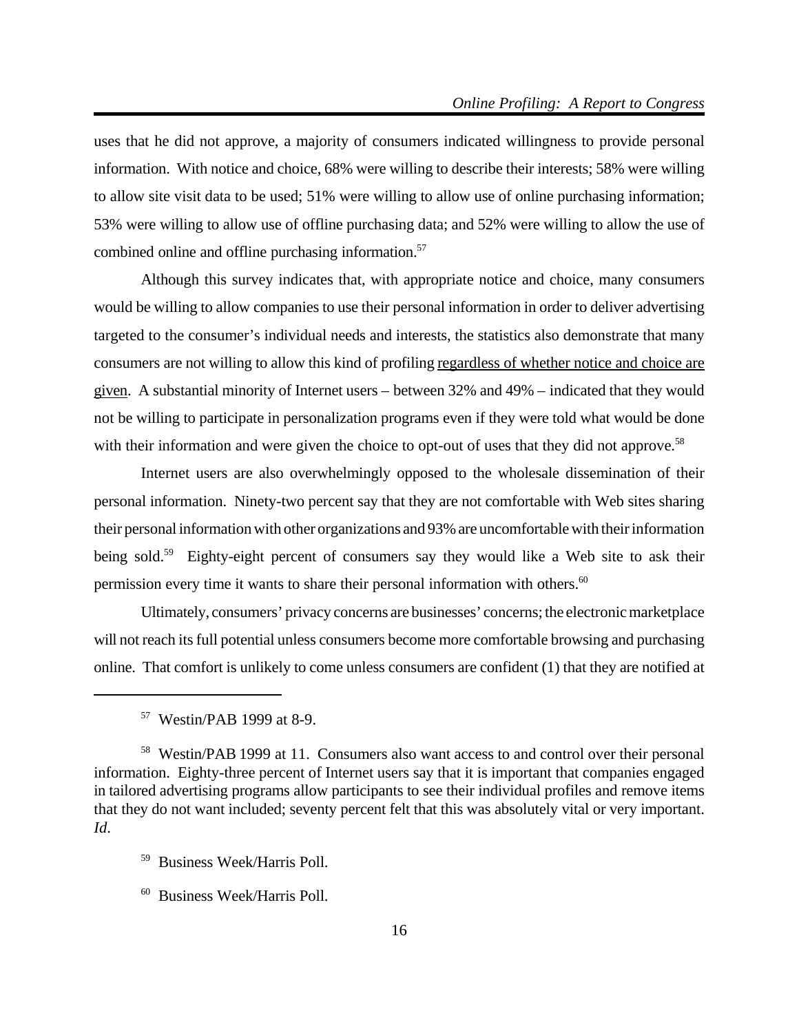uses that he did not approve, a majority of consumers indicated willingness to provide personal information. With notice and choice, 68% were willing to describe their interests; 58% were willing to allow site visit data to be used; 51% were willing to allow use of online purchasing information; 53% were willing to allow use of offline purchasing data; and 52% were willing to allow the use of combined online and offline purchasing information.[57]

Although this survey indicates that, with appropriate notice and choice, many consumers would be willing to allow companies to use their personal information in order to deliver advertising targeted to the consumer's individual needs and interests, the statistics also demonstrate that many consumers are not willing to allow this kind of profiling <u>regardless of whether notice and choice are given</u>. A substantial minority of Internet users – between 32% and 49% – indicated that they would not be willing to participate in personalization programs even if they were told what would be done with their information and were given the choice to opt-out of uses that they did not approve.[58]

Internet users are also overwhelmingly opposed to the wholesale dissemination of their personal information. Ninety-two percent say that they are not comfortable with Web sites sharing their personal information with other organizations and 93% are uncomfortable with their information being sold.[59] Eighty-eight percent of consumers say they would like a Web site to ask their permission every time it wants to share their personal information with others.[60]

Ultimately, consumers' privacy concerns are businesses' concerns; the electronic marketplace will not reach its full potential unless consumers become more comfortable browsing and purchasing online. That comfort is unlikely to come unless consumers are confident (1) that they are notified at

---

[57] Westin/PAB 1999 at 8-9.

[58] Westin/PAB 1999 at 11. Consumers also want access to and control over their personal information. Eighty-three percent of Internet users say that it is important that companies engaged in tailored advertising programs allow participants to see their individual profiles and remove items that they do not want included; seventy percent felt that this was absolutely vital or very important. *Id*.

[59] Business Week/Harris Poll.

[60] Business Week/Harris Poll.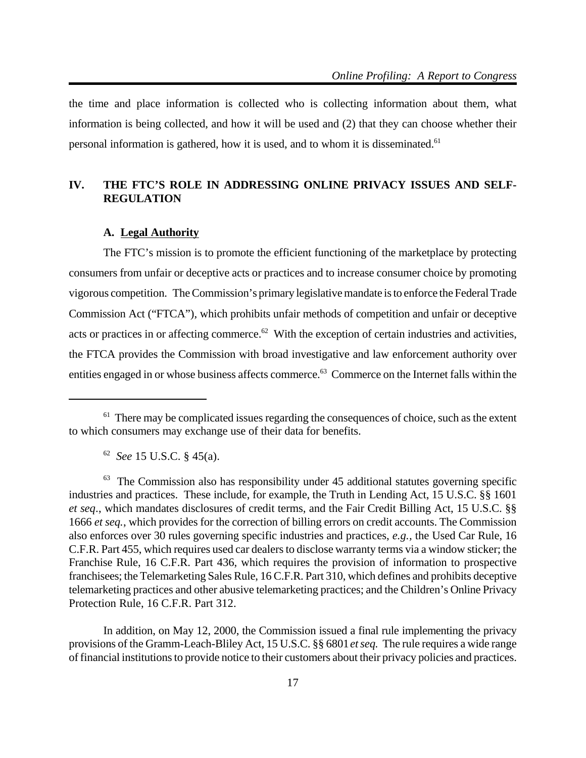the time and place information is collected who is collecting information about them, what information is being collected, and how it will be used and (2) that they can choose whether their personal information is gathered, how it is used, and to whom it is disseminated.[61]

## IV. THE FTC'S ROLE IN ADDRESSING ONLINE PRIVACY ISSUES AND SELF-REGULATION

### A. Legal Authority

The FTC's mission is to promote the efficient functioning of the marketplace by protecting consumers from unfair or deceptive acts or practices and to increase consumer choice by promoting vigorous competition. The Commission's primary legislative mandate is to enforce the Federal Trade Commission Act ("FTCA"), which prohibits unfair methods of competition and unfair or deceptive acts or practices in or affecting commerce.[62] With the exception of certain industries and activities, the FTCA provides the Commission with broad investigative and law enforcement authority over entities engaged in or whose business affects commerce.[63] Commerce on the Internet falls within the

---

[61] There may be complicated issues regarding the consequences of choice, such as the extent to which consumers may exchange use of their data for benefits.

[62] *See* 15 U.S.C. § 45(a).

[63] The Commission also has responsibility under 45 additional statutes governing specific industries and practices. These include, for example, the Truth in Lending Act, 15 U.S.C. §§ 1601 *et seq*., which mandates disclosures of credit terms, and the Fair Credit Billing Act, 15 U.S.C. §§ 1666 *et seq.*, which provides for the correction of billing errors on credit accounts. The Commission also enforces over 30 rules governing specific industries and practices, *e.g.*, the Used Car Rule, 16 C.F.R. Part 455, which requires used car dealers to disclose warranty terms via a window sticker; the Franchise Rule, 16 C.F.R. Part 436, which requires the provision of information to prospective franchisees; the Telemarketing Sales Rule, 16 C.F.R. Part 310, which defines and prohibits deceptive telemarketing practices and other abusive telemarketing practices; and the Children's Online Privacy Protection Rule, 16 C.F.R. Part 312.

In addition, on May 12, 2000, the Commission issued a final rule implementing the privacy provisions of the Gramm-Leach-Bliley Act, 15 U.S.C. §§ 6801 *et seq.* The rule requires a wide range of financial institutions to provide notice to their customers about their privacy policies and practices.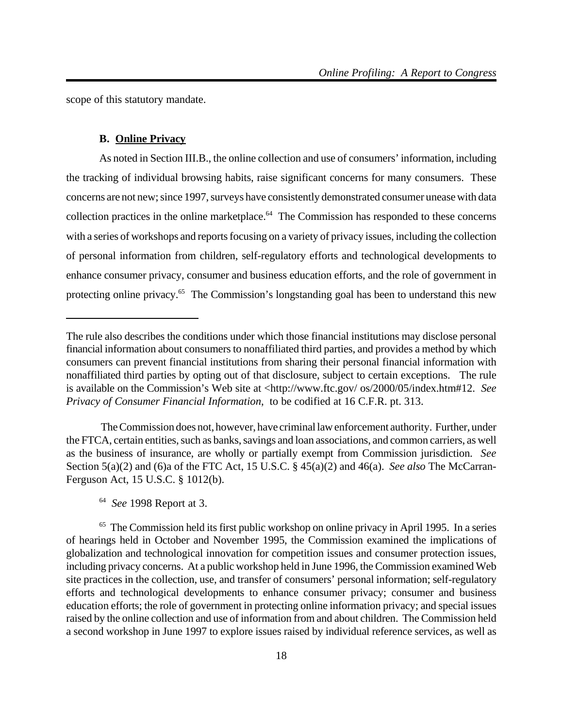scope of this statutory mandate.

### B. Online Privacy

As noted in Section III.B., the online collection and use of consumers' information, including the tracking of individual browsing habits, raise significant concerns for many consumers. These concerns are not new; since 1997, surveys have consistently demonstrated consumer unease with data collection practices in the online marketplace.[64] The Commission has responded to these concerns with a series of workshops and reports focusing on a variety of privacy issues, including the collection of personal information from children, self-regulatory efforts and technological developments to enhance consumer privacy, consumer and business education efforts, and the role of government in protecting online privacy.[65] The Commission's longstanding goal has been to understand this new

---

The rule also describes the conditions under which those financial institutions may disclose personal financial information about consumers to nonaffiliated third parties, and provides a method by which consumers can prevent financial institutions from sharing their personal financial information with nonaffiliated third parties by opting out of that disclosure, subject to certain exceptions. The rule is available on the Commission's Web site at <http://www.ftc.gov/ os/2000/05/index.htm#12. *See Privacy of Consumer Financial Information*, to be codified at 16 C.F.R. pt. 313.

The Commission does not, however, have criminal law enforcement authority. Further, under the FTCA, certain entities, such as banks, savings and loan associations, and common carriers, as well as the business of insurance, are wholly or partially exempt from Commission jurisdiction. *See* Section 5(a)(2) and (6)a of the FTC Act, 15 U.S.C. § 45(a)(2) and 46(a). *See also* The McCarran-Ferguson Act, 15 U.S.C. § 1012(b).

[64] *See* 1998 Report at 3.

[65] The Commission held its first public workshop on online privacy in April 1995. In a series of hearings held in October and November 1995, the Commission examined the implications of globalization and technological innovation for competition issues and consumer protection issues, including privacy concerns. At a public workshop held in June 1996, the Commission examined Web site practices in the collection, use, and transfer of consumers' personal information; self-regulatory efforts and technological developments to enhance consumer privacy; consumer and business education efforts; the role of government in protecting online information privacy; and special issues raised by the online collection and use of information from and about children. The Commission held a second workshop in June 1997 to explore issues raised by individual reference services, as well as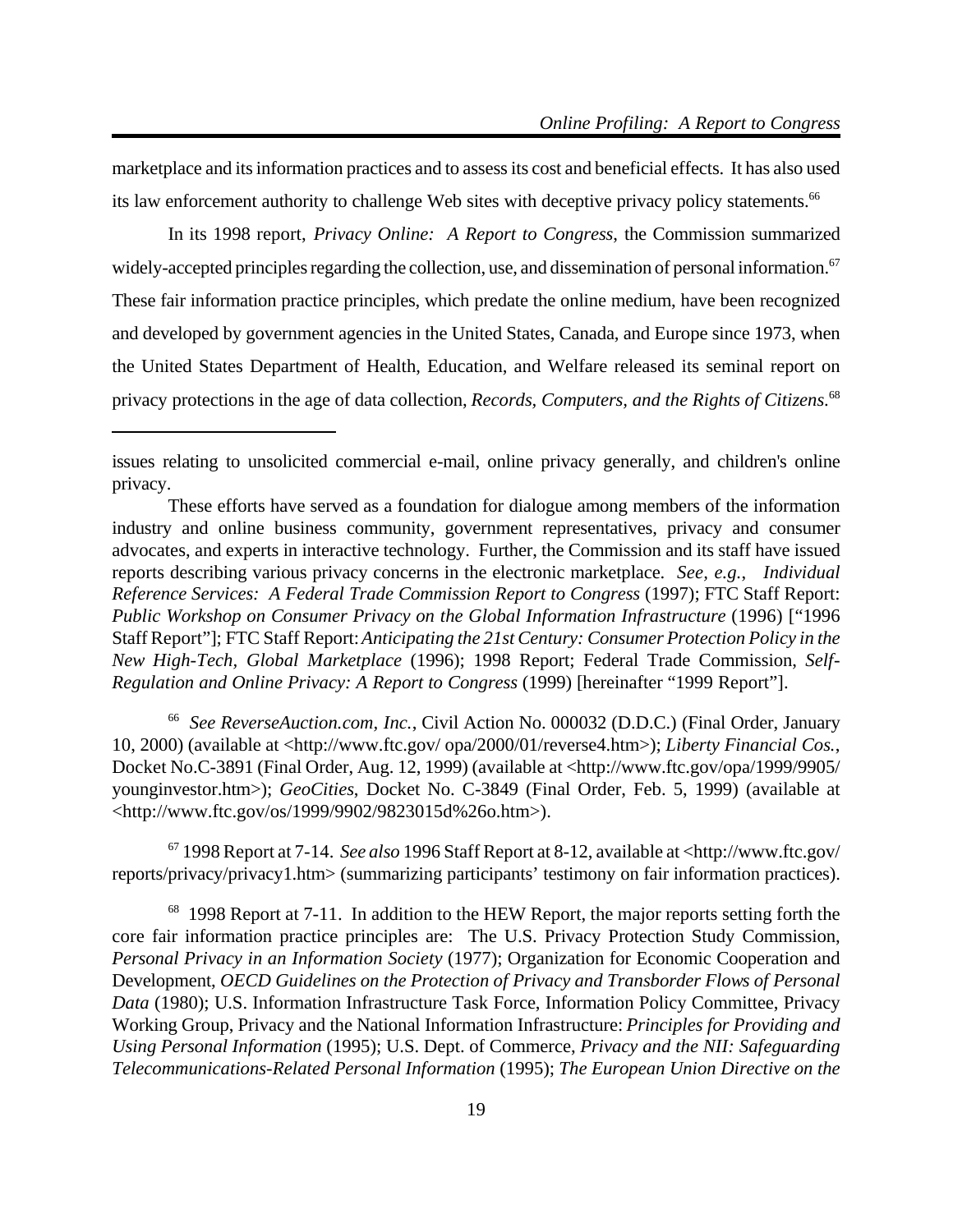marketplace and its information practices and to assess its cost and beneficial effects. It has also used its law enforcement authority to challenge Web sites with deceptive privacy policy statements.[66]

In its 1998 report, *Privacy Online: A Report to Congress*, the Commission summarized widely-accepted principles regarding the collection, use, and dissemination of personal information.[67] These fair information practice principles, which predate the online medium, have been recognized and developed by government agencies in the United States, Canada, and Europe since 1973, when the United States Department of Health, Education, and Welfare released its seminal report on privacy protections in the age of data collection, *Records, Computers, and the Rights of Citizens*.[68]

---

issues relating to unsolicited commercial e-mail, online privacy generally, and children's online privacy.

These efforts have served as a foundation for dialogue among members of the information industry and online business community, government representatives, privacy and consumer advocates, and experts in interactive technology. Further, the Commission and its staff have issued reports describing various privacy concerns in the electronic marketplace. *See, e.g.*, *Individual Reference Services: A Federal Trade Commission Report to Congress* (1997); FTC Staff Report: *Public Workshop on Consumer Privacy on the Global Information Infrastructure* (1996) ["1996 Staff Report"]; FTC Staff Report: *Anticipating the 21st Century: Consumer Protection Policy in the New High-Tech, Global Marketplace* (1996); 1998 Report; Federal Trade Commission, *Self-Regulation and Online Privacy: A Report to Congress* (1999) [hereinafter "1999 Report"].

[66] *See ReverseAuction.com, Inc.*, Civil Action No. 000032 (D.D.C.) (Final Order, January 10, 2000) (available at <http://www.ftc.gov/ opa/2000/01/reverse4.htm>); *Liberty Financial Cos.*, Docket No.C-3891 (Final Order, Aug. 12, 1999) (available at <http://www.ftc.gov/opa/1999/9905/ younginvestor.htm>); *GeoCities*, Docket No. C-3849 (Final Order, Feb. 5, 1999) (available at <http://www.ftc.gov/os/1999/9902/9823015d%26o.htm>).

[67] 1998 Report at 7-14. *See also* 1996 Staff Report at 8-12, available at <http://www.ftc.gov/ reports/privacy/privacy1.htm> (summarizing participants' testimony on fair information practices).

[68] 1998 Report at 7-11. In addition to the HEW Report, the major reports setting forth the core fair information practice principles are: The U.S. Privacy Protection Study Commission, *Personal Privacy in an Information Society* (1977); Organization for Economic Cooperation and Development, *OECD Guidelines on the Protection of Privacy and Transborder Flows of Personal Data* (1980); U.S. Information Infrastructure Task Force, Information Policy Committee, Privacy Working Group, Privacy and the National Information Infrastructure: *Principles for Providing and Using Personal Information* (1995); U.S. Dept. of Commerce, *Privacy and the NII: Safeguarding Telecommunications-Related Personal Information* (1995); *The European Union Directive on the*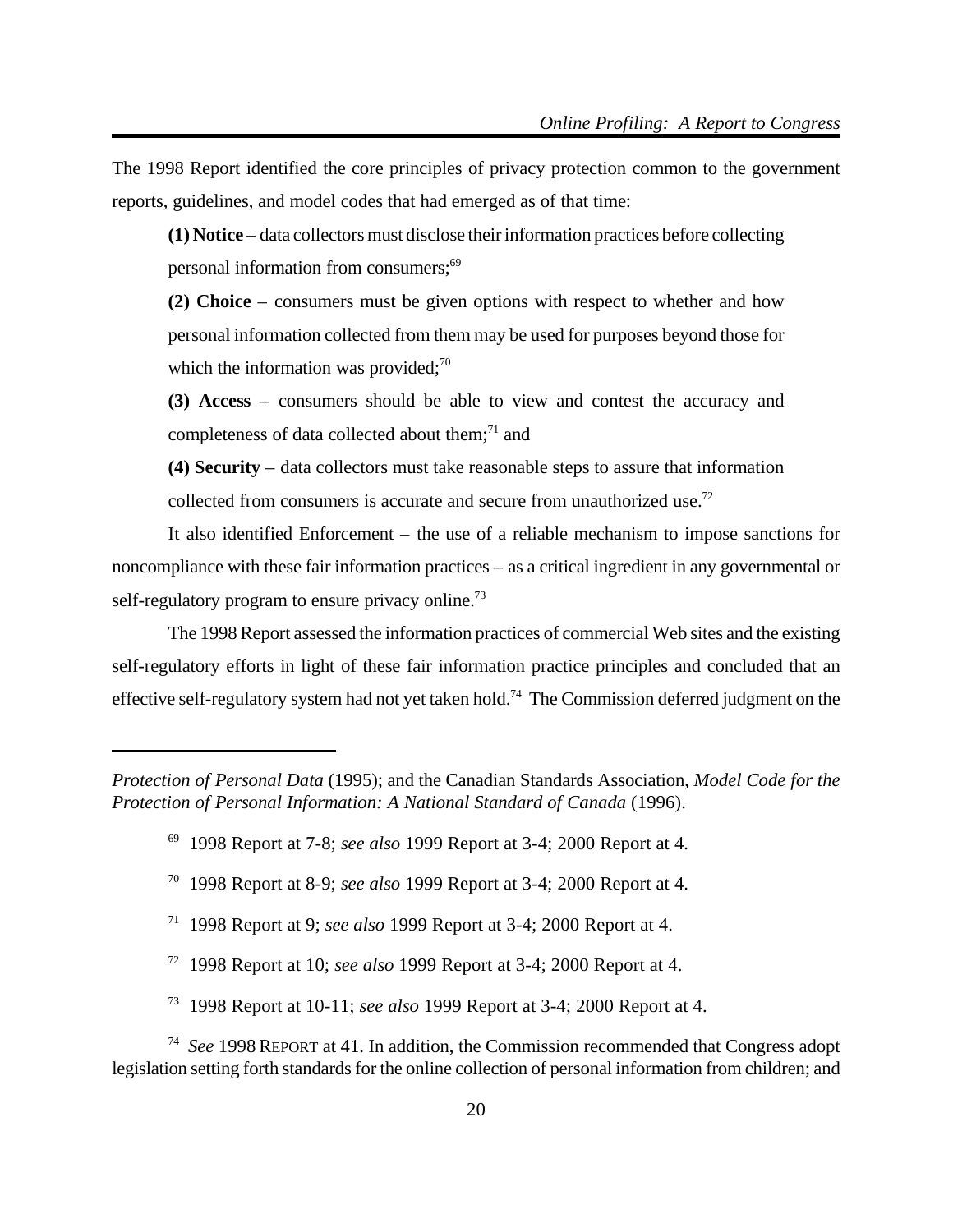The 1998 Report identified the core principles of privacy protection common to the government reports, guidelines, and model codes that had emerged as of that time:

> **(1) Notice** – data collectors must disclose their information practices before collecting personal information from consumers;[69]
>
> **(2) Choice** – consumers must be given options with respect to whether and how personal information collected from them may be used for purposes beyond those for which the information was provided;[70]
>
> **(3) Access** – consumers should be able to view and contest the accuracy and completeness of data collected about them;[71] and
>
> **(4) Security** – data collectors must take reasonable steps to assure that information collected from consumers is accurate and secure from unauthorized use.[72]

It also identified Enforcement – the use of a reliable mechanism to impose sanctions for noncompliance with these fair information practices – as a critical ingredient in any governmental or self-regulatory program to ensure privacy online.[73]

The 1998 Report assessed the information practices of commercial Web sites and the existing self-regulatory efforts in light of these fair information practice principles and concluded that an effective self-regulatory system had not yet taken hold.[74] The Commission deferred judgment on the

---

*Protection of Personal Data* (1995); and the Canadian Standards Association, *Model Code for the Protection of Personal Information: A National Standard of Canada* (1996).

[69] 1998 Report at 7-8; *see also* 1999 Report at 3-4; 2000 Report at 4.

[70] 1998 Report at 8-9; *see also* 1999 Report at 3-4; 2000 Report at 4.

[71] 1998 Report at 9; *see also* 1999 Report at 3-4; 2000 Report at 4.

[72] 1998 Report at 10; *see also* 1999 Report at 3-4; 2000 Report at 4.

[73] 1998 Report at 10-11; *see also* 1999 Report at 3-4; 2000 Report at 4.

[74] *See* 1998 REPORT at 41. In addition, the Commission recommended that Congress adopt legislation setting forth standards for the online collection of personal information from children; and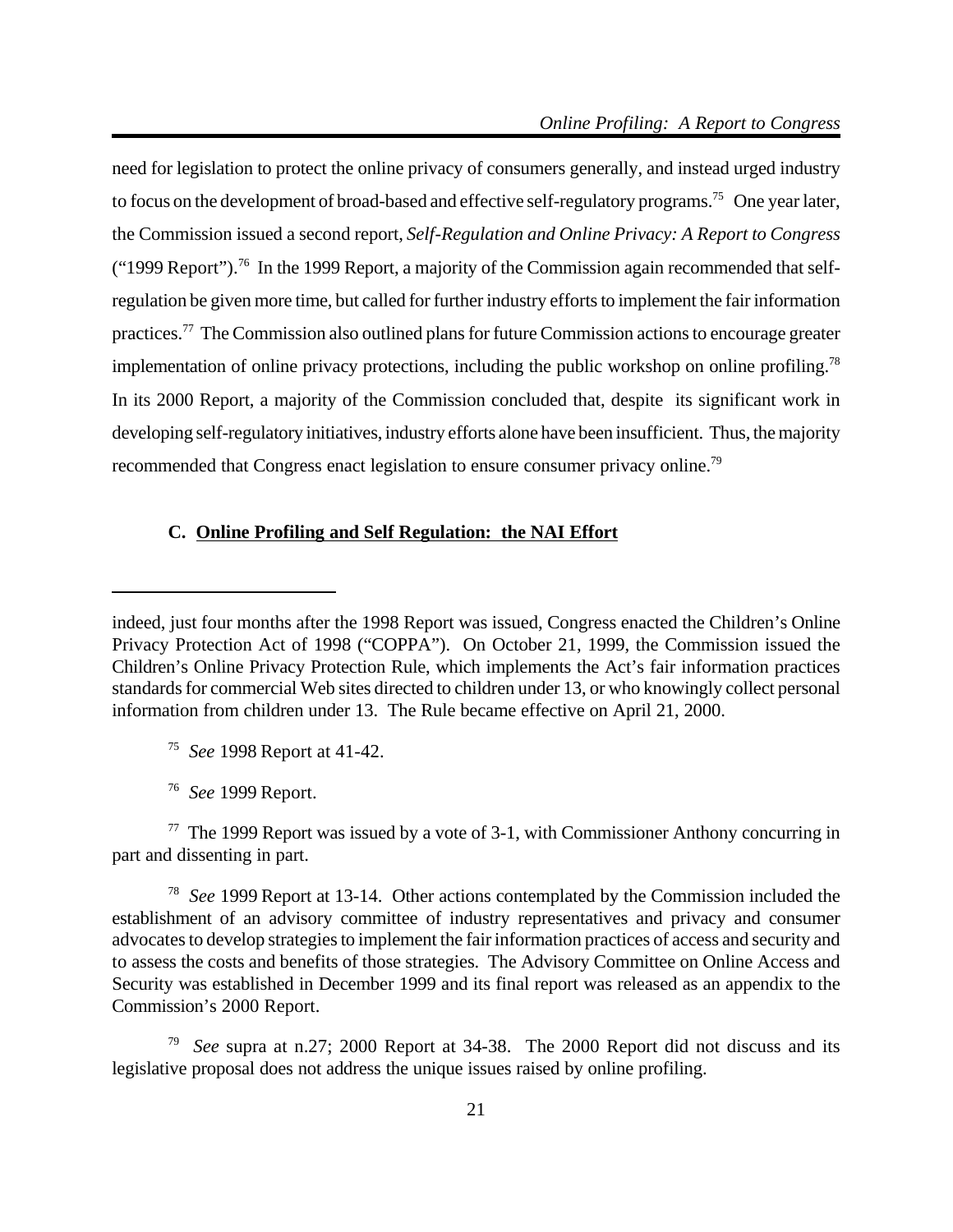need for legislation to protect the online privacy of consumers generally, and instead urged industry to focus on the development of broad-based and effective self-regulatory programs.[75] One year later, the Commission issued a second report, *Self-Regulation and Online Privacy: A Report to Congress* ("1999 Report").[76] In the 1999 Report, a majority of the Commission again recommended that self-regulation be given more time, but called for further industry efforts to implement the fair information practices.[77] The Commission also outlined plans for future Commission actions to encourage greater implementation of online privacy protections, including the public workshop on online profiling.[78] In its 2000 Report, a majority of the Commission concluded that, despite its significant work in developing self-regulatory initiatives, industry efforts alone have been insufficient. Thus, the majority recommended that Congress enact legislation to ensure consumer privacy online.[79]

### C. Online Profiling and Self Regulation: the NAI Effort

---

indeed, just four months after the 1998 Report was issued, Congress enacted the Children's Online Privacy Protection Act of 1998 ("COPPA"). On October 21, 1999, the Commission issued the Children's Online Privacy Protection Rule, which implements the Act's fair information practices standards for commercial Web sites directed to children under 13, or who knowingly collect personal information from children under 13. The Rule became effective on April 21, 2000.

[75] *See* 1998 Report at 41-42.

[76] *See* 1999 Report.

[77] The 1999 Report was issued by a vote of 3-1, with Commissioner Anthony concurring in part and dissenting in part.

[78] *See* 1999 Report at 13-14. Other actions contemplated by the Commission included the establishment of an advisory committee of industry representatives and privacy and consumer advocates to develop strategies to implement the fair information practices of access and security and to assess the costs and benefits of those strategies. The Advisory Committee on Online Access and Security was established in December 1999 and its final report was released as an appendix to the Commission's 2000 Report.

[79] *See* supra at n.27; 2000 Report at 34-38. The 2000 Report did not discuss and its legislative proposal does not address the unique issues raised by online profiling.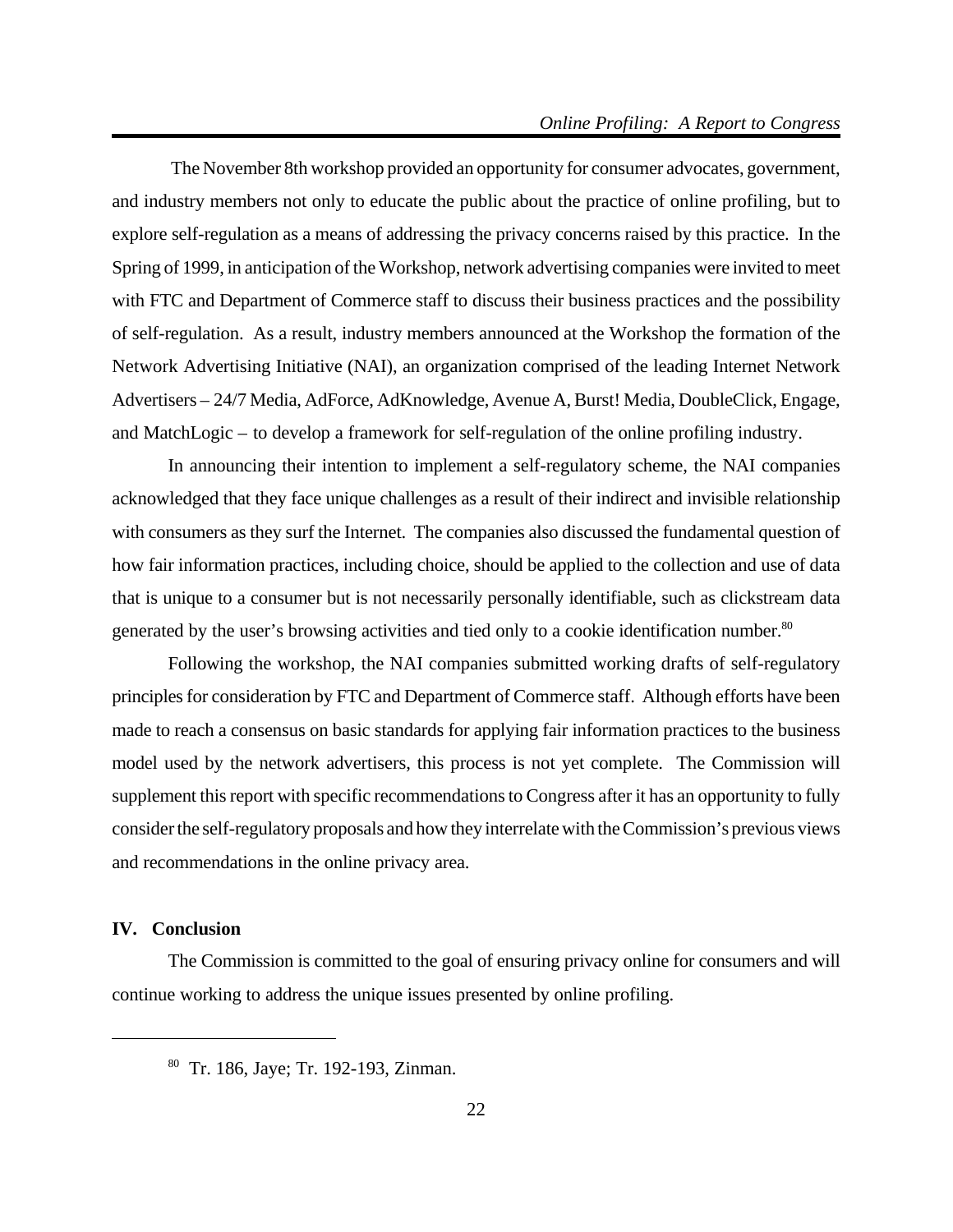The November 8th workshop provided an opportunity for consumer advocates, government, and industry members not only to educate the public about the practice of online profiling, but to explore self-regulation as a means of addressing the privacy concerns raised by this practice. In the Spring of 1999, in anticipation of the Workshop, network advertising companies were invited to meet with FTC and Department of Commerce staff to discuss their business practices and the possibility of self-regulation. As a result, industry members announced at the Workshop the formation of the Network Advertising Initiative (NAI), an organization comprised of the leading Internet Network Advertisers – 24/7 Media, AdForce, AdKnowledge, Avenue A, Burst! Media, DoubleClick, Engage, and MatchLogic – to develop a framework for self-regulation of the online profiling industry.

In announcing their intention to implement a self-regulatory scheme, the NAI companies acknowledged that they face unique challenges as a result of their indirect and invisible relationship with consumers as they surf the Internet. The companies also discussed the fundamental question of how fair information practices, including choice, should be applied to the collection and use of data that is unique to a consumer but is not necessarily personally identifiable, such as clickstream data generated by the user's browsing activities and tied only to a cookie identification number.[80]

Following the workshop, the NAI companies submitted working drafts of self-regulatory principles for consideration by FTC and Department of Commerce staff. Although efforts have been made to reach a consensus on basic standards for applying fair information practices to the business model used by the network advertisers, this process is not yet complete. The Commission will supplement this report with specific recommendations to Congress after it has an opportunity to fully consider the self-regulatory proposals and how they interrelate with the Commission's previous views and recommendations in the online privacy area.

## IV. Conclusion

The Commission is committed to the goal of ensuring privacy online for consumers and will continue working to address the unique issues presented by online profiling.

---

[80] Tr. 186, Jaye; Tr. 192-193, Zinman.